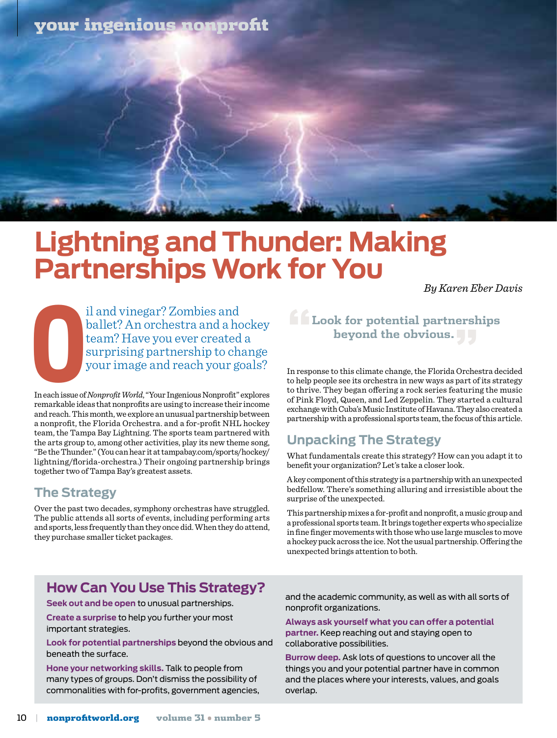# Lightning and Thunder: Making Partnerships Work for You

*By Karen Eber Davis*

Oil and vinegar? Zombies and ballet? An orchestra and a hockey team? Have you ever created a surprising partnership to change your image and reach your goals?

In each issue of *Nonprofit World*, "Your Ingenious Nonprofit" explores remarkable ideas that nonprofits are using to increase their income and reach. This month, we explore an unusual partnership between a nonprofit, the Florida Orchestra. and a for-profit NHL hockey team, the Tampa Bay Lightning. The sports team partnered with the arts group to, among other activities, play its new theme song, "Be the Thunder." (You can hear it at tampabay.com/sports/hockey/lightning/florida-orchestra.) Their ongoing partnership brings together two of Tampa Bay's greatest assets.

## The Strategy

Over the past two decades, symphony orchestras have struggled. The public attends all sorts of events, including performing arts and sports, less frequently than they once did. When they do attend, they purchase smaller ticket packages.

> **"Look for potential partnerships beyond the obvious."**

In response to this climate change, the Florida Orchestra decided to help people see its orchestra in new ways as part of its strategy to thrive. They began offering a rock series featuring the music of Pink Floyd, Queen, and Led Zeppelin. They started a cultural exchange with Cuba's Music Institute of Havana. They also created a partnership with a professional sports team, the focus of this article.

## Unpacking The Strategy

What fundamentals create this strategy? How can you adapt it to benefit your organization? Let's take a closer look.

A key component of this strategy is a partnership with an unexpected bedfellow. There's something alluring and irresistible about the surprise of the unexpected.

This partnership mixes a for-profit and nonprofit, a music group and a professional sports team. It brings together experts who specialize in fine finger movements with those who use large muscles to move a hockey puck across the ice. Not the usual partnership. Offering the unexpected brings attention to both.

## How Can You Use This Strategy?

**Seek out and be open** to unusual partnerships.

**Create a surprise** to help you further your most important strategies.

**Look for potential partnerships** beyond the obvious and beneath the surface.

**Hone your networking skills.** Talk to people from many types of groups. Don't dismiss the possibility of commonalities with for-profits, government agencies, and the academic community, as well as with all sorts of nonprofit organizations.

**Always ask yourself what you can offer a potential partner.** Keep reaching out and staying open to collaborative possibilities.

**Burrow deep.** Ask lots of questions to uncover all the things you and your potential partner have in common and the places where your interests, values, and goals overlap.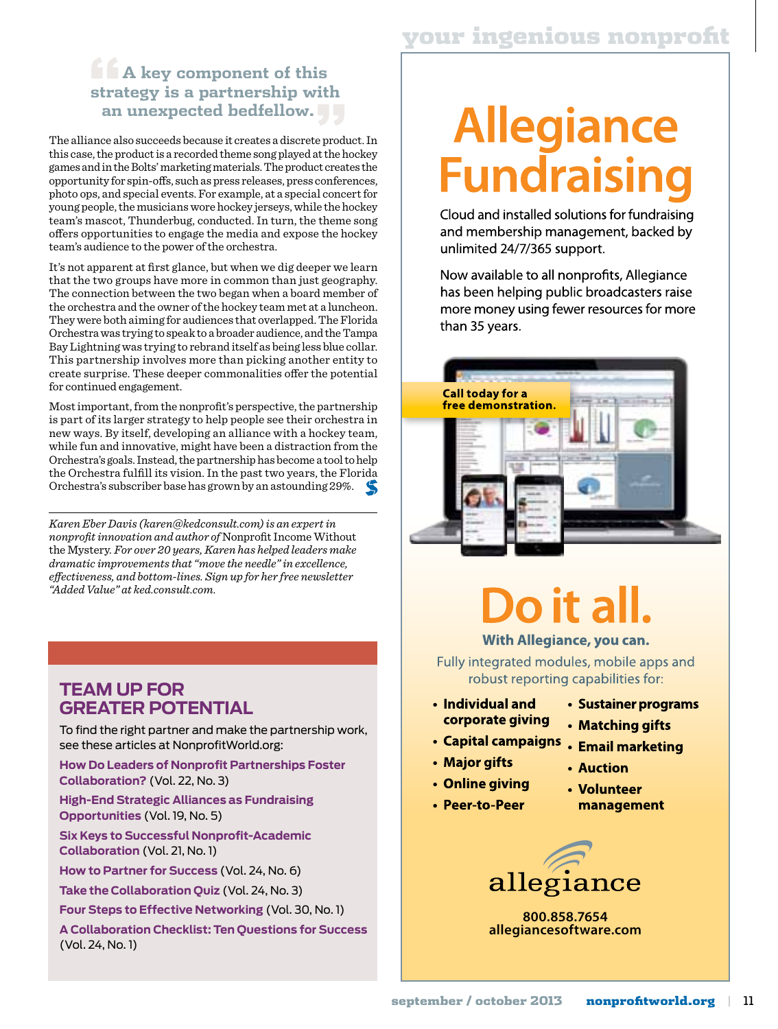> **A key component of this strategy is a partnership with an unexpected bedfellow.**

The alliance also succeeds because it creates a discrete product. In this case, the product is a recorded theme song played at the hockey games and in the Bolts' marketing materials. The product creates the opportunity for spin-offs, such as press releases, press conferences, photo ops, and special events. For example, at a special concert for young people, the musicians wore hockey jerseys, while the hockey team's mascot, Thunderbug, conducted. In turn, the theme song offers opportunities to engage the media and expose the hockey team's audience to the power of the orchestra.

It's not apparent at first glance, but when we dig deeper we learn that the two groups have more in common than just geography. The connection between the two began when a board member of the orchestra and the owner of the hockey team met at a luncheon. They were both aiming for audiences that overlapped. The Florida Orchestra was trying to speak to a broader audience, and the Tampa Bay Lightning was trying to rebrand itself as being less blue collar. This partnership involves more than picking another entity to create surprise. These deeper commonalities offer the potential for continued engagement.

Most important, from the nonprofit's perspective, the partnership is part of its larger strategy to help people see their orchestra in new ways. By itself, developing an alliance with a hockey team, while fun and innovative, might have been a distraction from the Orchestra's goals. Instead, the partnership has become a tool to help the Orchestra fulfill its vision. In the past two years, the Florida Orchestra's subscriber base has grown by an astounding 29%.

---

*Karen Eber Davis (karen@kedconsult.com) is an expert in nonprofit innovation and author of* Nonprofit Income Without the Mystery. *For over 20 years, Karen has helped leaders make dramatic improvements that "move the needle" in excellence, effectiveness, and bottom-lines. Sign up for her free newsletter "Added Value" at ked.consult.com.*

## TEAM UP FOR GREATER POTENTIAL

To find the right partner and make the partnership work, see these articles at NonprofitWorld.org:

**How Do Leaders of Nonprofit Partnerships Foster Collaboration?** (Vol. 22, No. 3)

**High-End Strategic Alliances as Fundraising Opportunities** (Vol. 19, No. 5)

**Six Keys to Successful Nonprofit-Academic Collaboration** (Vol. 21, No. 1)

**How to Partner for Success** (Vol. 24, No. 6)

**Take the Collaboration Quiz** (Vol. 24, No. 3)

**Four Steps to Effective Networking** (Vol. 30, No. 1)

**A Collaboration Checklist: Ten Questions for Success** (Vol. 24, No. 1)

---

# Allegiance Fundraising

Cloud and installed solutions for fundraising and membership management, backed by unlimited 24/7/365 support.

Now available to all nonprofits, Allegiance has been helping public broadcasters raise more money using fewer resources for more than 35 years.

**Call today for a free demonstration.**

# Do it all.

**With Allegiance, you can.**

Fully integrated modules, mobile apps and robust reporting capabilities for:

- **Individual and corporate giving**
- **Capital campaigns**
- **Major gifts**
- **Online giving**
- **Peer-to-Peer**
- **Sustainer programs**
- **Matching gifts**
- **Email marketing**
- **Auction**
- **Volunteer management**

allegiance

**800.858.7654**
**allegiancesoftware.com**